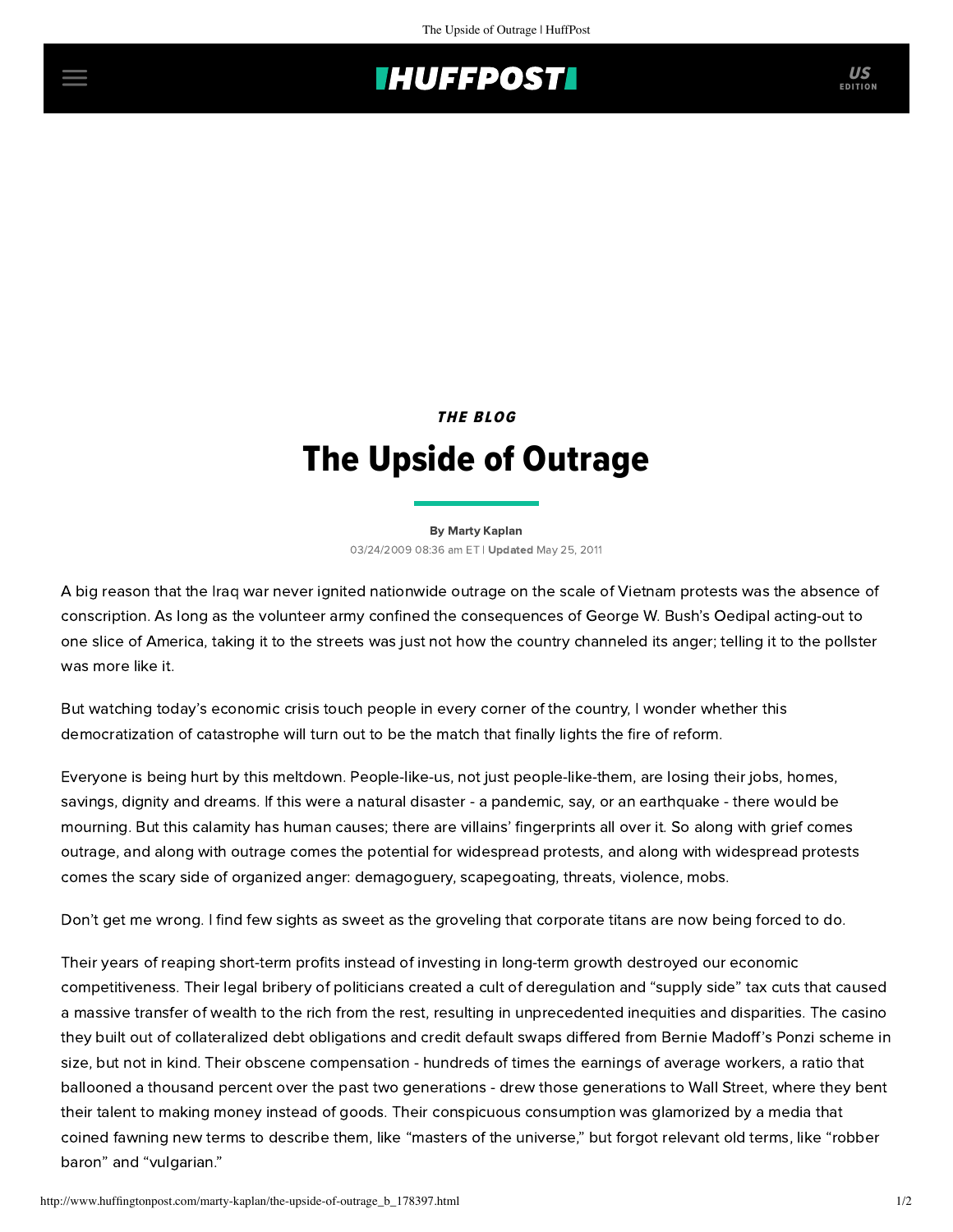*THE BLOG*

# The Upside of Outrage

**By Marty Kaplan**

03/24/2009 08:36 am ET | **Updated** May 25, 2011

A big reason that the Iraq war never ignited nationwide outrage on the scale of Vietnam protests was the absence of conscription. As long as the volunteer army confined the consequences of George W. Bush's Oedipal acting-out to one slice of America, taking it to the streets was just not how the country channeled its anger; telling it to the pollster was more like it.

But watching today's economic crisis touch people in every corner of the country, I wonder whether this democratization of catastrophe will turn out to be the match that finally lights the fire of reform.

Everyone is being hurt by this meltdown. People-like-us, not just people-like-them, are losing their jobs, homes, savings, dignity and dreams. If this were a natural disaster - a pandemic, say, or an earthquake - there would be mourning. But this calamity has human causes; there are villains' fingerprints all over it. So along with grief comes outrage, and along with outrage comes the potential for widespread protests, and along with widespread protests comes the scary side of organized anger: demagoguery, scapegoating, threats, violence, mobs.

Don't get me wrong. I find few sights as sweet as the groveling that corporate titans are now being forced to do.

Their years of reaping short-term profits instead of investing in long-term growth destroyed our economic competitiveness. Their legal bribery of politicians created a cult of deregulation and "supply side" tax cuts that caused a massive transfer of wealth to the rich from the rest, resulting in unprecedented inequities and disparities. The casino they built out of collateralized debt obligations and credit default swaps differed from Bernie Madoff's Ponzi scheme in size, but not in kind. Their obscene compensation - hundreds of times the earnings of average workers, a ratio that ballooned a thousand percent over the past two generations - drew those generations to Wall Street, where they bent their talent to making money instead of goods. Their conspicuous consumption was glamorized by a media that coined fawning new terms to describe them, like "masters of the universe," but forgot relevant old terms, like "robber baron" and "vulgarian."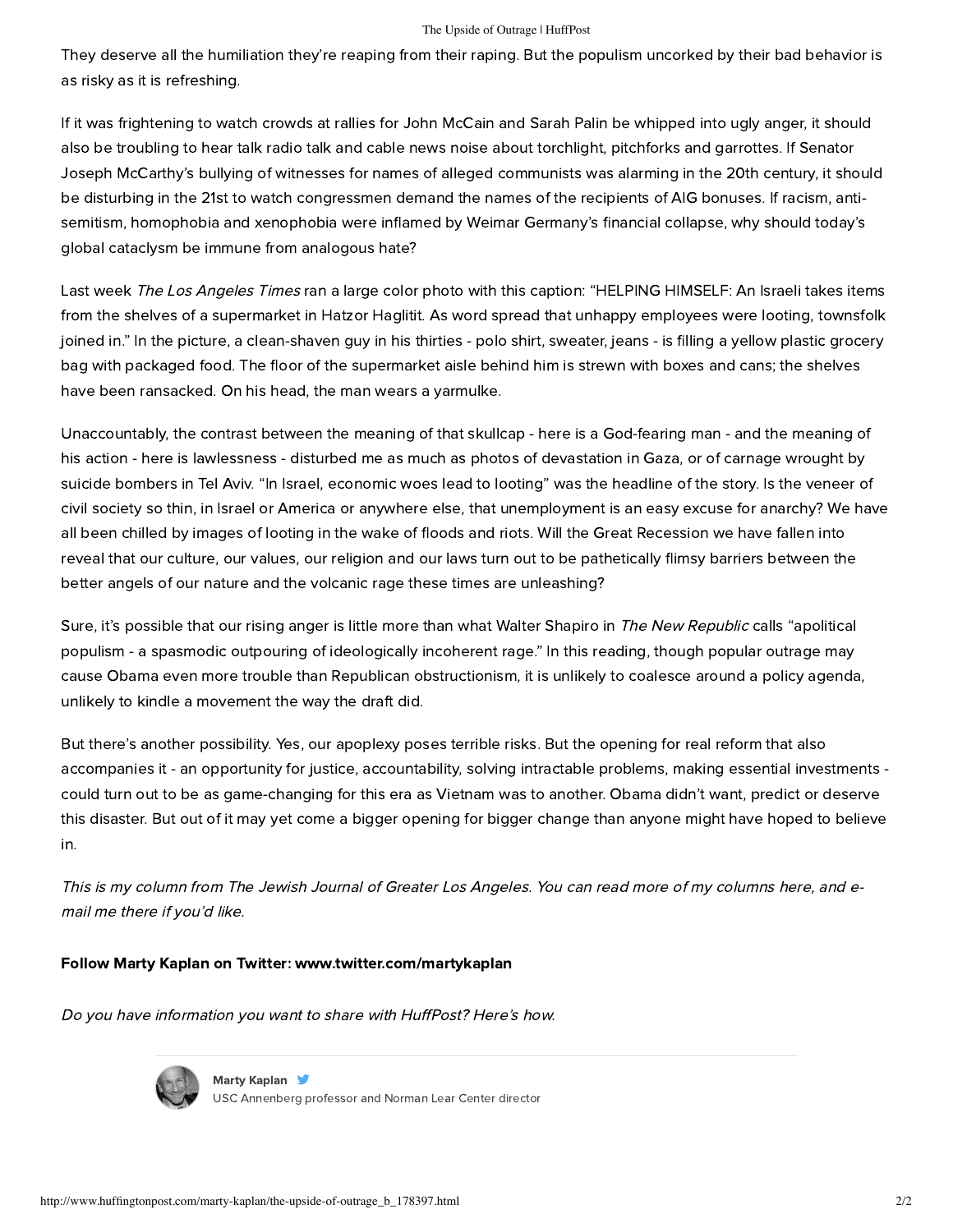They deserve all the humiliation they're reaping from their raping. But the populism uncorked by their bad behavior is as risky as it is refreshing.

If it was frightening to watch crowds at rallies for John McCain and Sarah Palin be whipped into ugly anger, it should also be troubling to hear talk radio talk and cable news noise about torchlight, pitchforks and garrottes. If Senator Joseph McCarthy's bullying of witnesses for names of alleged communists was alarming in the 20th century, it should be disturbing in the 21st to watch congressmen demand the names of the recipients of AIG bonuses. If racism, anti-semitism, homophobia and xenophobia were inflamed by Weimar Germany's financial collapse, why should today's global cataclysm be immune from analogous hate?

Last week *The Los Angeles Times* ran a large color photo with this caption: "HELPING HIMSELF: An Israeli takes items from the shelves of a supermarket in Hatzor Haglitit. As word spread that unhappy employees were looting, townsfolk joined in." In the picture, a clean-shaven guy in his thirties - polo shirt, sweater, jeans - is filling a yellow plastic grocery bag with packaged food. The floor of the supermarket aisle behind him is strewn with boxes and cans; the shelves have been ransacked. On his head, the man wears a yarmulke.

Unaccountably, the contrast between the meaning of that skullcap - here is a God-fearing man - and the meaning of his action - here is lawlessness - disturbed me as much as photos of devastation in Gaza, or of carnage wrought by suicide bombers in Tel Aviv. "In Israel, economic woes lead to looting" was the headline of the story. Is the veneer of civil society so thin, in Israel or America or anywhere else, that unemployment is an easy excuse for anarchy? We have all been chilled by images of looting in the wake of floods and riots. Will the Great Recession we have fallen into reveal that our culture, our values, our religion and our laws turn out to be pathetically flimsy barriers between the better angels of our nature and the volcanic rage these times are unleashing?

Sure, it's possible that our rising anger is little more than what Walter Shapiro in *The New Republic* calls "apolitical populism - a spasmodic outpouring of ideologically incoherent rage." In this reading, though popular outrage may cause Obama even more trouble than Republican obstructionism, it is unlikely to coalesce around a policy agenda, unlikely to kindle a movement the way the draft did.

But there's another possibility. Yes, our apoplexy poses terrible risks. But the opening for real reform that also accompanies it - an opportunity for justice, accountability, solving intractable problems, making essential investments - could turn out to be as game-changing for this era as Vietnam was to another. Obama didn't want, predict or deserve this disaster. But out of it may yet come a bigger opening for bigger change than anyone might have hoped to believe in.

*This is my column from The Jewish Journal of Greater Los Angeles. You can read more of my columns here, and e-mail me there if you'd like.*

**Follow Marty Kaplan on Twitter: www.twitter.com/martykaplan**

*Do you have information you want to share with HuffPost? Here's how.*

**Marty Kaplan**
USC Annenberg professor and Norman Lear Center director